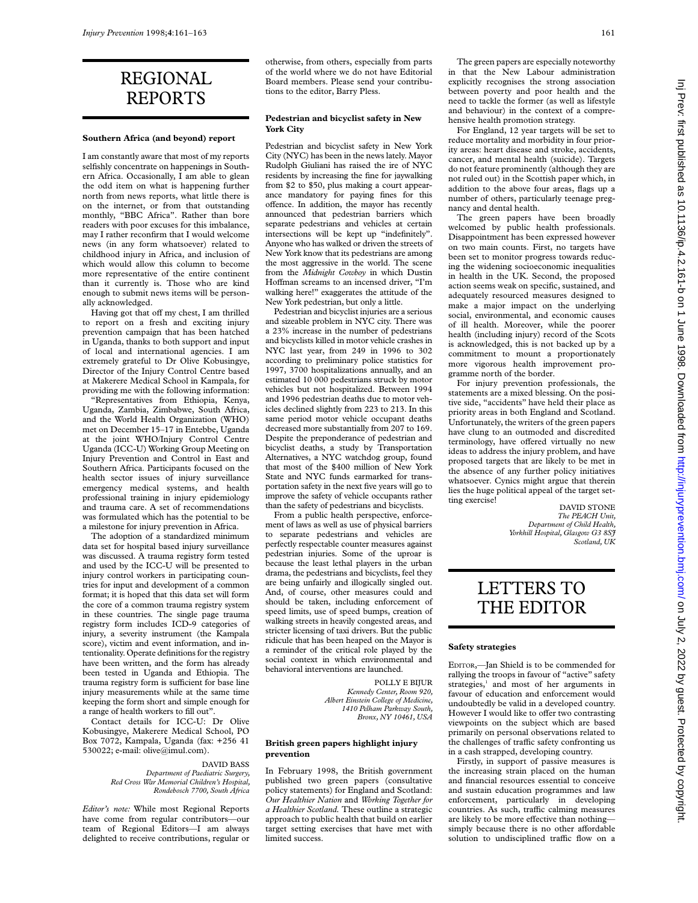# REGIONAL REPORTS

## Southern Africa (and beyond) report

I am constantly aware that most of my reports selfishly concentrate on happenings in Southern Africa. Occasionally, I am able to glean the odd item on what is happening further north from news reports, what little there is on the internet, or from that outstanding monthly, "BBC Africa". Rather than bore readers with poor excuses for this imbalance, may I rather reconfirm that I would welcome news (in any form whatsoever) related to childhood injury in Africa, and inclusion of which would allow this column to become more representative of the entire continent than it currently is. Those who are kind enough to submit news items will be personally acknowledged.

Having got that off my chest, I am thrilled to report on a fresh and exciting injury prevention campaign that has been hatched in Uganda, thanks to both support and input of local and international agencies. I am extremely grateful to Dr Olive Kobusingye, Director of the Injury Control Centre based at Makerere Medical School in Kampala, for providing me with the following information:

"Representatives from Ethiopia, Kenya, Uganda, Zambia, Zimbabwe, South Africa, and the World Health Organization (WHO) met on December 15–17 in Entebbe, Uganda at the joint WHO/Injury Control Centre Uganda (ICC-U) Working Group Meeting on Injury Prevention and Control in East and Southern Africa. Participants focused on the health sector issues of injury surveillance emergency medical systems, and health professional training in injury epidemiology and trauma care. A set of recommendations was formulated which has the potential to be a milestone for injury prevention in Africa.

The adoption of a standardized minimum data set for hospital based injury surveillance was discussed. A trauma registry form tested and used by the ICC-U will be presented to injury control workers in participating countries for input and development of a common format; it is hoped that this data set will form the core of a common trauma registry system in these countries. The single page trauma registry form includes ICD-9 categories of injury, a severity instrument (the Kampala score), victim and event information, and intentionality. Operate definitions for the registry have been written, and the form has already been tested in Uganda and Ethiopia. The trauma registry form is sufficient for base line injury measurements while at the same time keeping the form short and simple enough for a range of health workers to fill out".

Contact details for ICC-U: Dr Olive Kobusingye, Makerere Medical School, PO Box 7072, Kampala, Uganda (fax: +256 41 530022; e-mail: olive@imul.com).

DAVID BASS
*Department of Paediatric Surgery, Red Cross War Memorial Children's Hospital, Rondebosch 7700, South Africa*

*Editor's note:* While most Regional Reports have come from regular contributors—our team of Regional Editors—I am always delighted to receive contributions, regular or otherwise, from others, especially from parts of the world where we do not have Editorial Board members. Please send your contributions to the editor, Barry Pless.

## Pedestrian and bicyclist safety in New York City

Pedestrian and bicyclist safety in New York City (NYC) has been in the news lately. Mayor Rudolph Giuliani has raised the ire of NYC residents by increasing the fine for jaywalking from $2 to $50, plus making a court appearance mandatory for paying fines for this offence. In addition, the mayor has recently announced that pedestrian barriers which separate pedestrians and vehicles at certain intersections will be kept up "indefinitely". Anyone who has walked or driven the streets of New York know that its pedestrians are among the most aggressive in the world. The scene from the *Midnight Cowboy* in which Dustin Hoffman screams to an incensed driver, "I'm walking here!" exaggerates the attitude of the New York pedestrian, but only a little.

Pedestrian and bicyclist injuries are a serious and sizeable problem in NYC city. There was a 23% increase in the number of pedestrians and bicyclists killed in motor vehicle crashes in NYC last year, from 249 in 1996 to 302 according to preliminary police statistics for 1997, 3700 hospitalizations annually, and an estimated 10 000 pedestrians struck by motor vehicles but not hospitalized. Between 1994 and 1996 pedestrian deaths due to motor vehicles declined slightly from 223 to 213. In this same period motor vehicle occupant deaths decreased more substantially from 207 to 169. Despite the preponderance of pedestrian and bicyclist deaths, a study by Transportation Alternatives, a NYC watchdog group, found that most of the $400 million of New York State and NYC funds earmarked for transportation safety in the next five years will go to improve the safety of vehicle occupants rather than the safety of pedestrians and bicyclists.

From a public health perspective, enforcement of laws as well as use of physical barriers to separate pedestrians and vehicles are perfectly respectable counter measures against pedestrian injuries. Some of the uproar is because the least lethal players in the urban drama, the pedestrians and bicyclists, feel they are being unfairly and illogically singled out. And, of course, other measures could and should be taken, including enforcement of speed limits, use of speed bumps, creation of walking streets in heavily congested areas, and stricter licensing of taxi drivers. But the public ridicule that has been heaped on the Mayor is a reminder of the critical role played by the social context in which environmental and behavioral interventions are launched.

POLLY E BIJUR
*Kennedy Center, Room 920, Albert Einstein College of Medicine, 1410 Pelham Parkway South, Bronx, NY 10461, USA*

## British green papers highlight injury prevention

In February 1998, the British government published two green papers (consultative policy statements) for England and Scotland: *Our Healthier Nation* and *Working Together for a Healthier Scotland*. These outline a strategic approach to public health that build on earlier target setting exercises that have met with limited success.

The green papers are especially noteworthy in that the New Labour administration explicitly recognises the strong association between poverty and poor health and the need to tackle the former (as well as lifestyle and behaviour) in the context of a comprehensive health promotion strategy.

For England, 12 year targets will be set to reduce mortality and morbidity in four priority areas: heart disease and stroke, accidents, cancer, and mental health (suicide). Targets do not feature prominently (although they are not ruled out) in the Scottish paper which, in addition to the above four areas, flags up a number of others, particularly teenage pregnancy and dental health.

The green papers have been broadly welcomed by public health professionals. Disappointment has been expressed however on two main counts. First, no targets have been set to monitor progress towards reducing the widening socioeconomic inequalities in health in the UK. Second, the proposed action seems weak on specific, sustained, and adequately resourced measures designed to make a major impact on the underlying social, environmental, and economic causes of ill health. Moreover, while the poorer health (including injury) record of the Scots is acknowledged, this is not backed up by a commitment to mount a proportionately more vigorous health improvement programme north of the border.

For injury prevention professionals, the statements are a mixed blessing. On the positive side, "accidents" have held their place as priority areas in both England and Scotland. Unfortunately, the writers of the green papers have clung to an outmoded and discredited terminology, have offered virtually no new ideas to address the injury problem, and have proposed targets that are likely to be met in the absence of any further policy initiatives whatsoever. Cynics might argue that therein lies the huge political appeal of the target setting exercise!

DAVID STONE
*The PEACH Unit, Department of Child Health, Yorkhill Hospital, Glasgow G3 8SJ Scotland, UK*

# LETTERS TO THE EDITOR

## Safety strategies

EDITOR,—Jan Shield is to be commended for rallying the troops in favour of "active" safety strategies,[1] and most of her arguments in favour of education and enforcement would undoubtedly be valid in a developed country. However I would like to offer two contrasting viewpoints on the subject which are based primarily on personal observations related to the challenges of traffic safety confronting us in a cash strapped, developing country.

Firstly, in support of passive measures is the increasing strain placed on the human and financial resources essential to conceive and sustain education programmes and law enforcement, particularly in developing countries. As such, traffic calming measures are likely to be more effective than nothing—simply because there is no other affordable solution to undisciplined traffic flow on a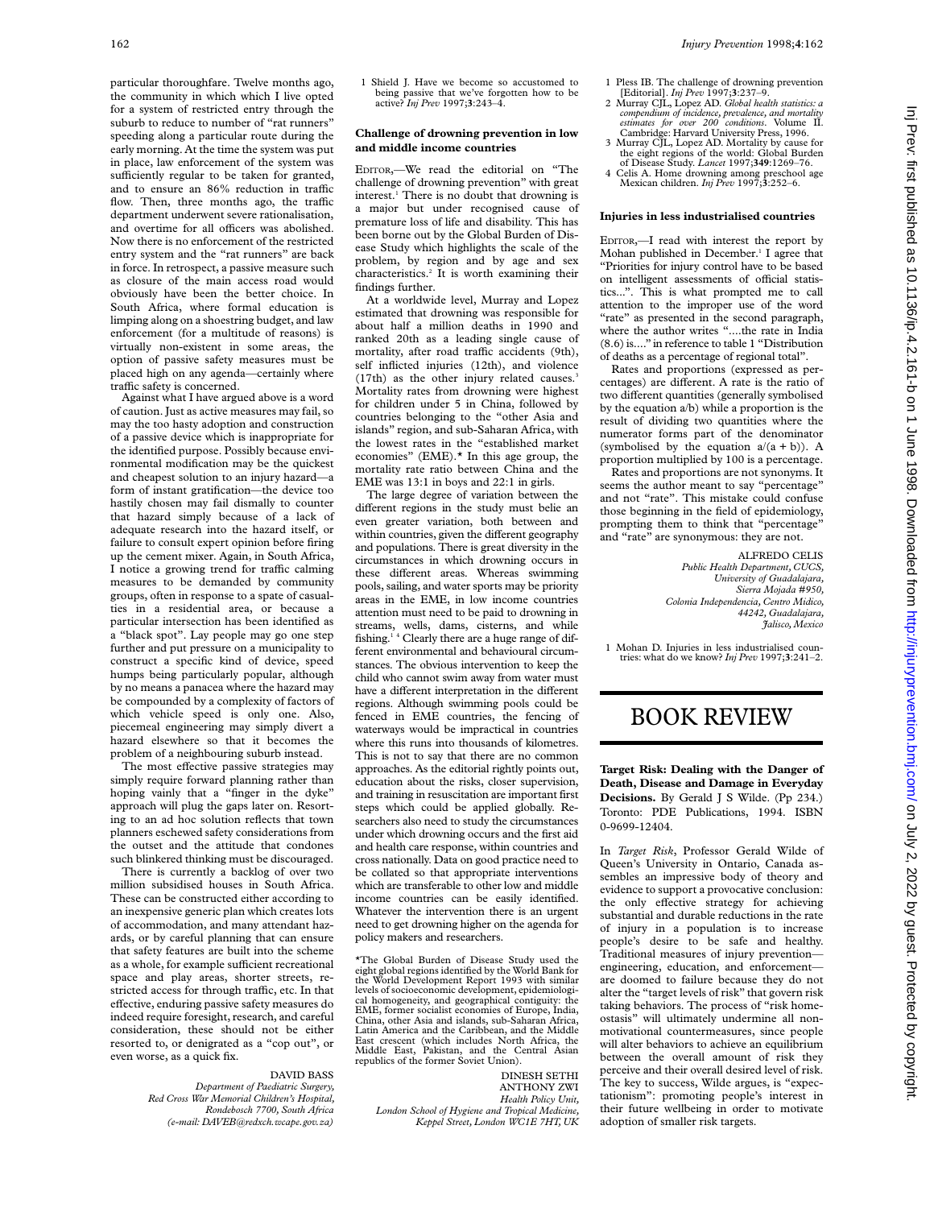particular thoroughfare. Twelve months ago, the community in which which I live opted for a system of restricted entry through the suburb to reduce to number of "rat runners" speeding along a particular route during the early morning. At the time the system was put in place, law enforcement of the system was sufficiently regular to be taken for granted, and to ensure an 86% reduction in traffic flow. Then, three months ago, the traffic department underwent severe rationalisation, and overtime for all officers was abolished. Now there is no enforcement of the restricted entry system and the "rat runners" are back in force. In retrospect, a passive measure such as closure of the main access road would obviously have been the better choice. In South Africa, where formal education is limping along on a shoestring budget, and law enforcement (for a multitude of reasons) is virtually non-existent in some areas, the option of passive safety measures must be placed high on any agenda—certainly where traffic safety is concerned.

Against what I have argued above is a word of caution. Just as active measures may fail, so may the too hasty adoption and construction of a passive device which is inappropriate for the identified purpose. Possibly because environmental modification may be the quickest and cheapest solution to an injury hazard—a form of instant gratification—the device too hastily chosen may fail dismally to counter that hazard simply because of a lack of adequate research into the hazard itself, or failure to consult expert opinion before firing up the cement mixer. Again, in South Africa, I notice a growing trend for traffic calming measures to be demanded by community groups, often in response to a spate of casualties in a residential area, or because a particular intersection has been identified as a "black spot". Lay people may go one step further and put pressure on a municipality to construct a specific kind of device, speed humps being particularly popular, although by no means a panacea where the hazard may be compounded by a complexity of factors of which vehicle speed is only one. Also, piecemeal engineering may simply divert a hazard elsewhere so that it becomes the problem of a neighbouring suburb instead.

The most effective passive strategies may simply require forward planning rather than hoping vainly that a "finger in the dyke" approach will plug the gaps later on. Resorting to an ad hoc solution reflects that town planners eschewed safety considerations from the outset and the attitude that condones such blinkered thinking must be discouraged.

There is currently a backlog of over two million subsidised houses in South Africa. These can be constructed either according to an inexpensive generic plan which creates lots of accommodation, and many attendant hazards, or by careful planning that can ensure that safety features are built into the scheme as a whole, for example sufficient recreational space and play areas, shorter streets, restricted access for through traffic, etc. In that effective, enduring passive safety measures do indeed require foresight, research, and careful consideration, these should not be either resorted to, or denigrated as a "cop out", or even worse, as a quick fix.

DAVID BASS
*Department of Paediatric Surgery, Red Cross War Memorial Children's Hospital, Rondebosch 7700, South Africa (e-mail: DAVEB@redxch.wcape.gov.za)*

1 Shield J. Have we become so accustomed to being passive that we've forgotten how to be active? *Inj Prev* 1997;**3**:243–4.

## Challenge of drowning prevention in low and middle income countries

EDITOR,—We read the editorial on "The challenge of drowning prevention" with great interest.[1] There is no doubt that drowning is a major but under recognised cause of premature loss of life and disability. This has been borne out by the Global Burden of Disease Study which highlights the scale of the problem, by region and by age and sex characteristics.[2] It is worth examining their findings further.

At a worldwide level, Murray and Lopez estimated that drowning was responsible for about half a million deaths in 1990 and ranked 20th as a leading single cause of mortality, after road traffic accidents (9th), self inflicted injuries (12th), and violence (17th) as the other injury related causes.[3] Mortality rates from drowning were highest for children under 5 in China, followed by countries belonging to the "other Asia and islands" region, and sub-Saharan Africa, with the lowest rates in the "established market economies" (EME).* In this age group, the mortality rate ratio between China and the EME was 13:1 in boys and 22:1 in girls.

The large degree of variation between the different regions in the study must belie an even greater variation, both between and within countries, given the different geography and populations. There is great diversity in the circumstances in which drowning occurs in these different areas. Whereas swimming pools, sailing, and water sports may be priority areas in the EME, in low income countries attention must need to be paid to drowning in streams, wells, dams, cisterns, and while fishing.[1 4] Clearly there are a huge range of different environmental and behavioural circumstances. The obvious intervention to keep the child who cannot swim away from water must have a different interpretation in the different regions. Although swimming pools could be fenced in EME countries, the fencing of waterways would be impractical in countries where this runs into thousands of kilometres. This is not to say that there are no common approaches. As the editorial rightly points out, education about the risks, closer supervision, and training in resuscitation are important first steps which could be applied globally. Researchers also need to study the circumstances under which drowning occurs and the first aid and health care response, within countries and cross nationally. Data on good practice need to be collated so that appropriate interventions which are transferable to other low and middle income countries can be easily identified. Whatever the intervention there is an urgent need to get drowning higher on the agenda for policy makers and researchers.

*The Global Burden of Disease Study used the eight global regions identified by the World Bank for the World Development Report 1993 with similar levels of socioeconomic development, epidemiological homogeneity, and geographical contiguity: the EME, former socialist economies of Europe, India, China, other Asia and islands, sub-Saharan Africa, Latin America and the Caribbean, and the Middle East crescent (which includes North Africa, the Middle East, Pakistan, and the Central Asian republics of the former Soviet Union).

DINESH SETHI
ANTHONY ZWI
*Health Policy Unit, London School of Hygiene and Tropical Medicine, Keppel Street, London WC1E 7HT, UK*

1 Pless IB. The challenge of drowning prevention [Editorial]. *Inj Prev* 1997;**3**:237–9.
2 Murray CJL, Lopez AD. *Global health statistics: a compendium of incidence, prevalence, and mortality estimates for over 200 conditions*. Volume II. Cambridge: Harvard University Press, 1996.
3 Murray CJL, Lopez AD. Mortality by cause for the eight regions of the world: Global Burden of Disease Study. *Lancet* 1997;**349**:1269–76.
4 Celis A. Home drowning among preschool age Mexican children. *Inj Prev* 1997;**3**:252–6.

## Injuries in less industrialised countries

EDITOR,—I read with interest the report by Mohan published in December.[1] I agree that "Priorities for injury control have to be based on intelligent assessments of official statistics...". This is what prompted me to call attention to the improper use of the word "rate" as presented in the second paragraph, where the author writes "....the rate in India (8.6) is...." in reference to table 1 "Distribution of deaths as a percentage of regional total".

Rates and proportions (expressed as percentages) are different. A rate is the ratio of two different quantities (generally symbolised by the equation a/b) while a proportion is the result of dividing two quantities where the numerator forms part of the denominator (symbolised by the equation $a/(a + b)$). A proportion multiplied by 100 is a percentage.

Rates and proportions are not synonyms. It seems the author meant to say "percentage" and not "rate". This mistake could confuse those beginning in the field of epidemiology, prompting them to think that "percentage" and "rate" are synonymous: they are not.

ALFREDO CELIS
*Public Health Department, CUCS, University of Guadalajara, Sierra Mojada #950, Colonia Independencia, Centro Midico, 44242, Guadalajara, Jalisco, Mexico*

1 Mohan D. Injuries in less industrialised countries: what do we know? *Inj Prev* 1997;**3**:241–2.

# BOOK REVIEW

**Target Risk: Dealing with the Danger of Death, Disease and Damage in Everyday Decisions.** By Gerald J S Wilde. (Pp 234.) Toronto: PDE Publications, 1994. ISBN 0-9699-12404.

In *Target Risk*, Professor Gerald Wilde of Queen's University in Ontario, Canada assembles an impressive body of theory and evidence to support a provocative conclusion: the only effective strategy for achieving substantial and durable reductions in the rate of injury in a population is to increase people's desire to be safe and healthy. Traditional measures of injury prevention—engineering, education, and enforcement—are doomed to failure because they do not alter the "target levels of risk" that govern risk taking behaviors. The process of "risk homeostasis" will ultimately undermine all nonmotivational countermeasures, since people will alter behaviors to achieve an equilibrium between the overall amount of risk they perceive and their overall desired level of risk. The key to success, Wilde argues, is "expectationism": promoting people's interest in their future wellbeing in order to motivate adoption of smaller risk targets.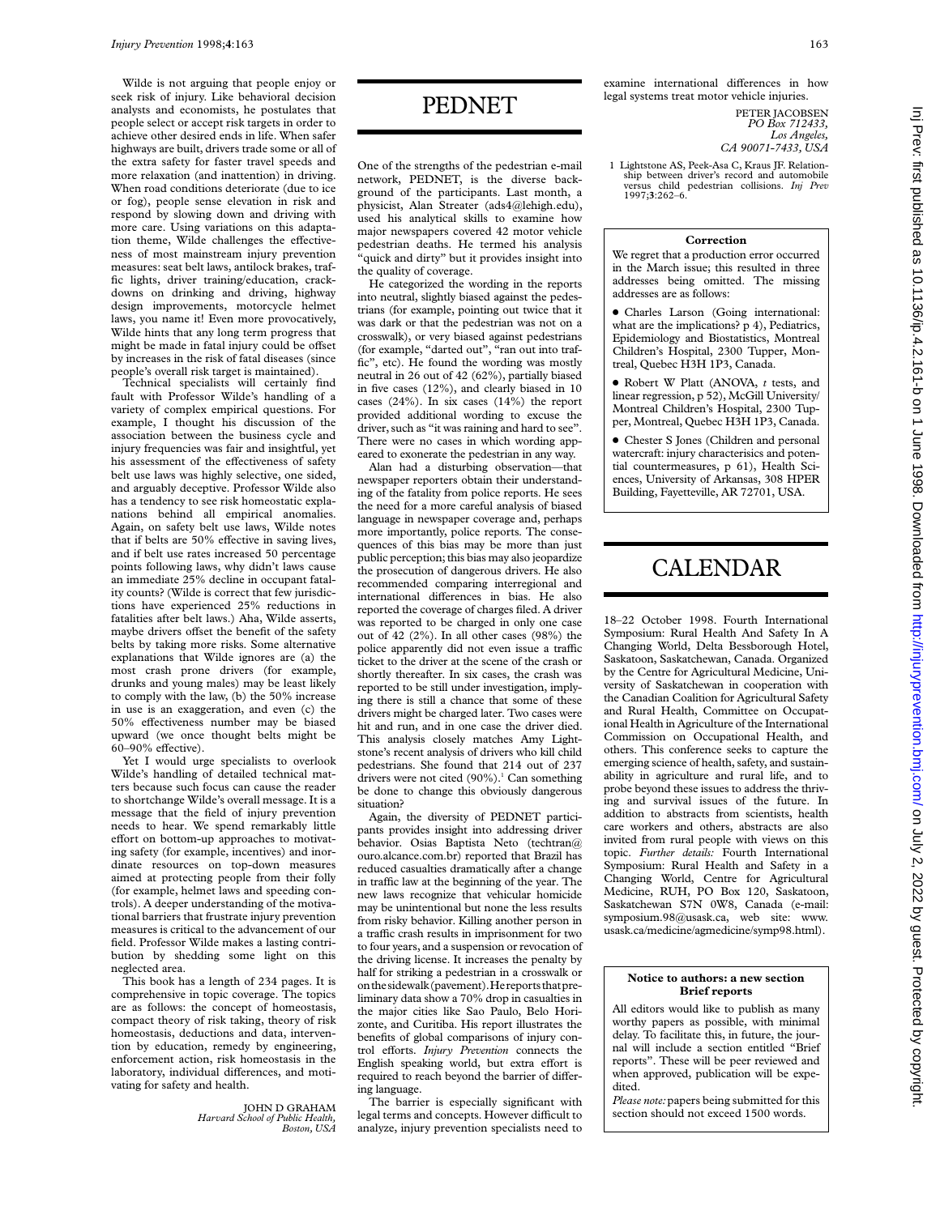Wilde is not arguing that people enjoy or seek risk of injury. Like behavioral decision analysts and economists, he postulates that people select or accept risk targets in order to achieve other desired ends in life. When safer highways are built, drivers trade some or all of the extra safety for faster travel speeds and more relaxation (and inattention) in driving. When road conditions deteriorate (due to ice or fog), people sense elevation in risk and respond by slowing down and driving with more care. Using variations on this adaptation theme, Wilde challenges the effectiveness of most mainstream injury prevention measures: seat belt laws, antilock brakes, traffic lights, driver training/education, crackdowns on drinking and driving, highway design improvements, motorcycle helmet laws, you name it! Even more provocatively, Wilde hints that any long term progress that might be made in fatal injury could be offset by increases in the risk of fatal diseases (since people's overall risk target is maintained).

Technical specialists will certainly find fault with Professor Wilde's handling of a variety of complex empirical questions. For example, I thought his discussion of the association between the business cycle and injury frequencies was fair and insightful, yet his assessment of the effectiveness of safety belt use laws was highly selective, one sided, and arguably deceptive. Professor Wilde also has a tendency to see risk homeostatic explanations behind all empirical anomalies. Again, on safety belt use laws, Wilde notes that if belts are 50% effective in saving lives, and if belt use rates increased 50 percentage points following laws, why didn't laws cause an immediate 25% decline in occupant fatality counts? (Wilde is correct that few jurisdictions have experienced 25% reductions in fatalities after belt laws.) Aha, Wilde asserts, maybe drivers offset the benefit of the safety belts by taking more risks. Some alternative explanations that Wilde ignores are (a) the most crash prone drivers (for example, drunks and young males) may be least likely to comply with the law, (b) the 50% increase in use is an exaggeration, and even (c) the 50% effectiveness number may be biased upward (we once thought belts might be 60–90% effective).

Yet I would urge specialists to overlook Wilde's handling of detailed technical matters because such focus can cause the reader to shortchange Wilde's overall message. It is a message that the field of injury prevention needs to hear. We spend remarkably little effort on bottom-up approaches to motivating safety (for example, incentives) and inordinate resources on top-down measures aimed at protecting people from their folly (for example, helmet laws and speeding controls). A deeper understanding of the motivational barriers that frustrate injury prevention measures is critical to the advancement of our field. Professor Wilde makes a lasting contribution by shedding some light on this neglected area.

This book has a length of 234 pages. It is comprehensive in topic coverage. The topics are as follows: the concept of homeostasis, compact theory of risk taking, theory of risk homeostasis, deductions and data, intervention by education, remedy by engineering, enforcement action, risk homeostasis in the laboratory, individual differences, and motivating for safety and health.

JOHN D GRAHAM
*Harvard School of Public Health, Boston, USA*

# PEDNET

One of the strengths of the pedestrian e-mail network, PEDNET, is the diverse background of the participants. Last month, a physicist, Alan Streater (ads4@lehigh.edu), used his analytical skills to examine how major newspapers covered 42 motor vehicle pedestrian deaths. He termed his analysis "quick and dirty" but it provides insight into the quality of coverage.

He categorized the wording in the reports into neutral, slightly biased against the pedestrians (for example, pointing out twice that it was dark or that the pedestrian was not on a crosswalk), or very biased against pedestrians (for example, "darted out", "ran out into traffic", etc). He found the wording was mostly neutral in 26 out of 42 (62%), partially biased in five cases (12%), and clearly biased in 10 cases (24%). In six cases (14%) the report provided additional wording to excuse the driver, such as "it was raining and hard to see". There were no cases in which wording appeared to exonerate the pedestrian in any way.

Alan had a disturbing observation—that newspaper reporters obtain their understanding of the fatality from police reports. He sees the need for a more careful analysis of biased language in newspaper coverage and, perhaps more importantly, police reports. The consequences of this bias may be more than just public perception; this bias may also jeopardize the prosecution of dangerous drivers. He also recommended comparing interregional and international differences in bias. He also reported the coverage of charges filed. A driver was reported to be charged in only one case out of 42 (2%). In all other cases (98%) the police apparently did not even issue a traffic ticket to the driver at the scene of the crash or shortly thereafter. In six cases, the crash was reported to be still under investigation, implying there is still a chance that some of these drivers might be charged later. Two cases were hit and run, and in one case the driver died. This analysis closely matches Amy Lightstone's recent analysis of drivers who kill child pedestrians. She found that 214 out of 237 drivers were not cited (90%).[1] Can something be done to change this obviously dangerous situation?

Again, the diversity of PEDNET participants provides insight into addressing driver behavior. Osias Baptista Neto (techtran@ouro.alcance.com.br) reported that Brazil has reduced casualties dramatically after a change in traffic law at the beginning of the year. The new laws recognize that vehicular homicide may be unintentional but none the less results from risky behavior. Killing another person in a traffic crash results in imprisonment for two to four years, and a suspension or revocation of the driving license. It increases the penalty by half for striking a pedestrian in a crosswalk or on the sidewalk (pavement). He reports that preliminary data show a 70% drop in casualties in the major cities like Sao Paulo, Belo Horizonte, and Curitiba. His report illustrates the benefits of global comparisons of injury control efforts. *Injury Prevention* connects the English speaking world, but extra effort is required to reach beyond the barrier of differing language.

The barrier is especially significant with legal terms and concepts. However difficult to analyze, injury prevention specialists need to examine international differences in how legal systems treat motor vehicle injuries.

PETER JACOBSEN
*PO Box 712433, Los Angeles, CA 90071-7433, USA*

1 Lightstone AS, Peek-Asa C, Kraus JF. Relationship between driver's record and automobile versus child pedestrian collisions. *Inj Prev* 1997;**3**:262–6.

**Correction**

We regret that a production error occurred in the March issue; this resulted in three addresses being omitted. The missing addresses are as follows:

- Charles Larson (Going international: what are the implications? p 4), Pediatrics, Epidemiology and Biostatistics, Montreal Children's Hospital, 2300 Tupper, Montreal, Quebec H3H 1P3, Canada.
- Robert W Platt (ANOVA, *t* tests, and linear regression, p 52), McGill University/Montreal Children's Hospital, 2300 Tupper, Montreal, Quebec H3H 1P3, Canada.
- Chester S Jones (Children and personal watercraft: injury characterisics and potential countermeasures, p 61), Health Sciences, University of Arkansas, 308 HPER Building, Fayetteville, AR 72701, USA.

# CALENDAR

18–22 October 1998. Fourth International Symposium: Rural Health And Safety In A Changing World, Delta Bessborough Hotel, Saskatoon, Saskatchewan, Canada. Organized by the Centre for Agricultural Medicine, University of Saskatchewan in cooperation with the Canadian Coalition for Agricultural Safety and Rural Health, Committee on Occupational Health in Agriculture of the International Commission on Occupational Health, and others. This conference seeks to capture the emerging science of health, safety, and sustainability in agriculture and rural life, and to probe beyond these issues to address the thriving and survival issues of the future. In addition to abstracts from scientists, health care workers and others, abstracts are also invited from rural people with views on this topic. *Further details:* Fourth International Symposium: Rural Health and Safety in a Changing World, Centre for Agricultural Medicine, RUH, PO Box 120, Saskatoon, Saskatchewan S7N 0W8, Canada (e-mail: symposium.98@usask.ca, web site: www.usask.ca/medicine/agmedicine/symp98.html).

**Notice to authors: a new section Brief reports**

All editors would like to publish as many worthy papers as possible, with minimal delay. To facilitate this, in future, the journal will include a section entitled "Brief reports". These will be peer reviewed and when approved, publication will be expedited.

*Please note:* papers being submitted for this section should not exceed 1500 words.